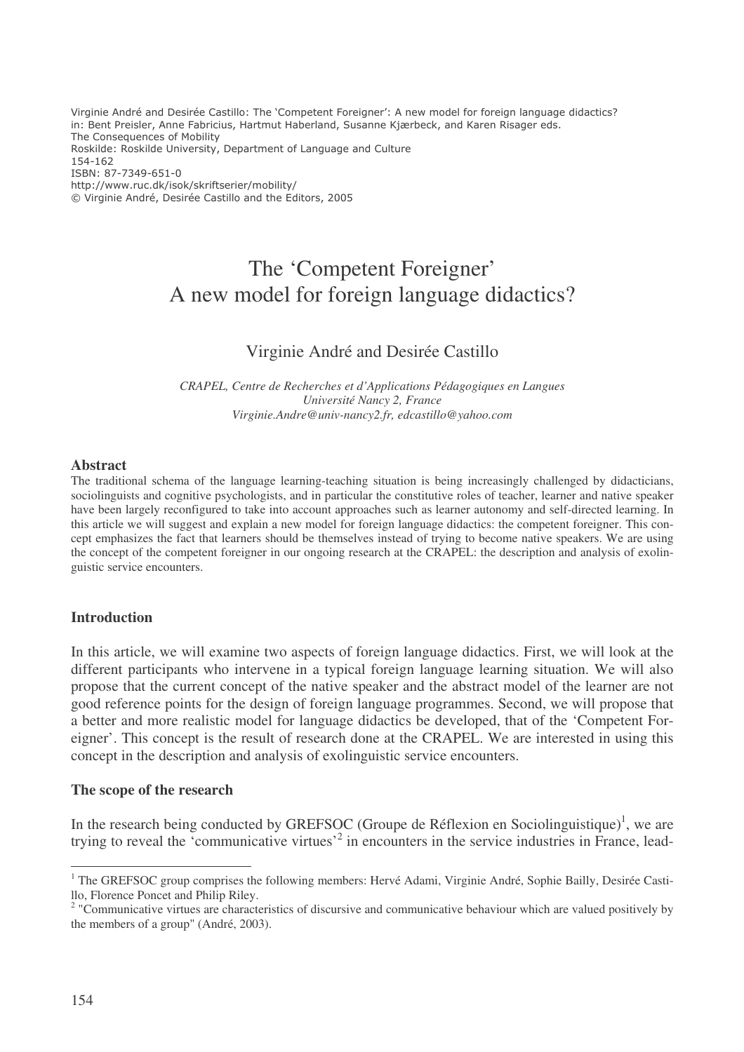Virginie André and Desirée Castillo: The 'Competent Foreigner': A new model for foreign language didactics?
in: Bent Preisler, Anne Fabricius, Hartmut Haberland, Susanne Kjærbeck, and Karen Risager eds.
The Consequences of Mobility
Roskilde: Roskilde University, Department of Language and Culture
154-162
ISBN: 87-7349-651-0
http://www.ruc.dk/isok/skriftserier/mobility/
© Virginie André, Desirée Castillo and the Editors, 2005

# The 'Competent Foreigner'
# A new model for foreign language didactics?

Virginie André and Desirée Castillo

*CRAPEL, Centre de Recherches et d'Applications Pédagogiques en Langues*
*Université Nancy 2, France*
*Virginie.Andre@univ-nancy2.fr, edcastillo@yahoo.com*

**Abstract**

The traditional schema of the language learning-teaching situation is being increasingly challenged by didacticians, sociolinguists and cognitive psychologists, and in particular the constitutive roles of teacher, learner and native speaker have been largely reconfigured to take into account approaches such as learner autonomy and self-directed learning. In this article we will suggest and explain a new model for foreign language didactics: the competent foreigner. This concept emphasizes the fact that learners should be themselves instead of trying to become native speakers. We are using the concept of the competent foreigner in our ongoing research at the CRAPEL: the description and analysis of exolinguistic service encounters.

## Introduction

In this article, we will examine two aspects of foreign language didactics. First, we will look at the different participants who intervene in a typical foreign language learning situation. We will also propose that the current concept of the native speaker and the abstract model of the learner are not good reference points for the design of foreign language programmes. Second, we will propose that a better and more realistic model for language didactics be developed, that of the 'Competent Foreigner'. This concept is the result of research done at the CRAPEL. We are interested in using this concept in the description and analysis of exolinguistic service encounters.

## The scope of the research

In the research being conducted by GREFSOC (Groupe de Réflexion en Sociolinguistique)[1], we are trying to reveal the 'communicative virtues'[2] in encounters in the service industries in France, lead-

---

[1] The GREFSOC group comprises the following members: Hervé Adami, Virginie André, Sophie Bailly, Desirée Castillo, Florence Poncet and Philip Riley.

[2] "Communicative virtues are characteristics of discursive and communicative behaviour which are valued positively by the members of a group" (André, 2003).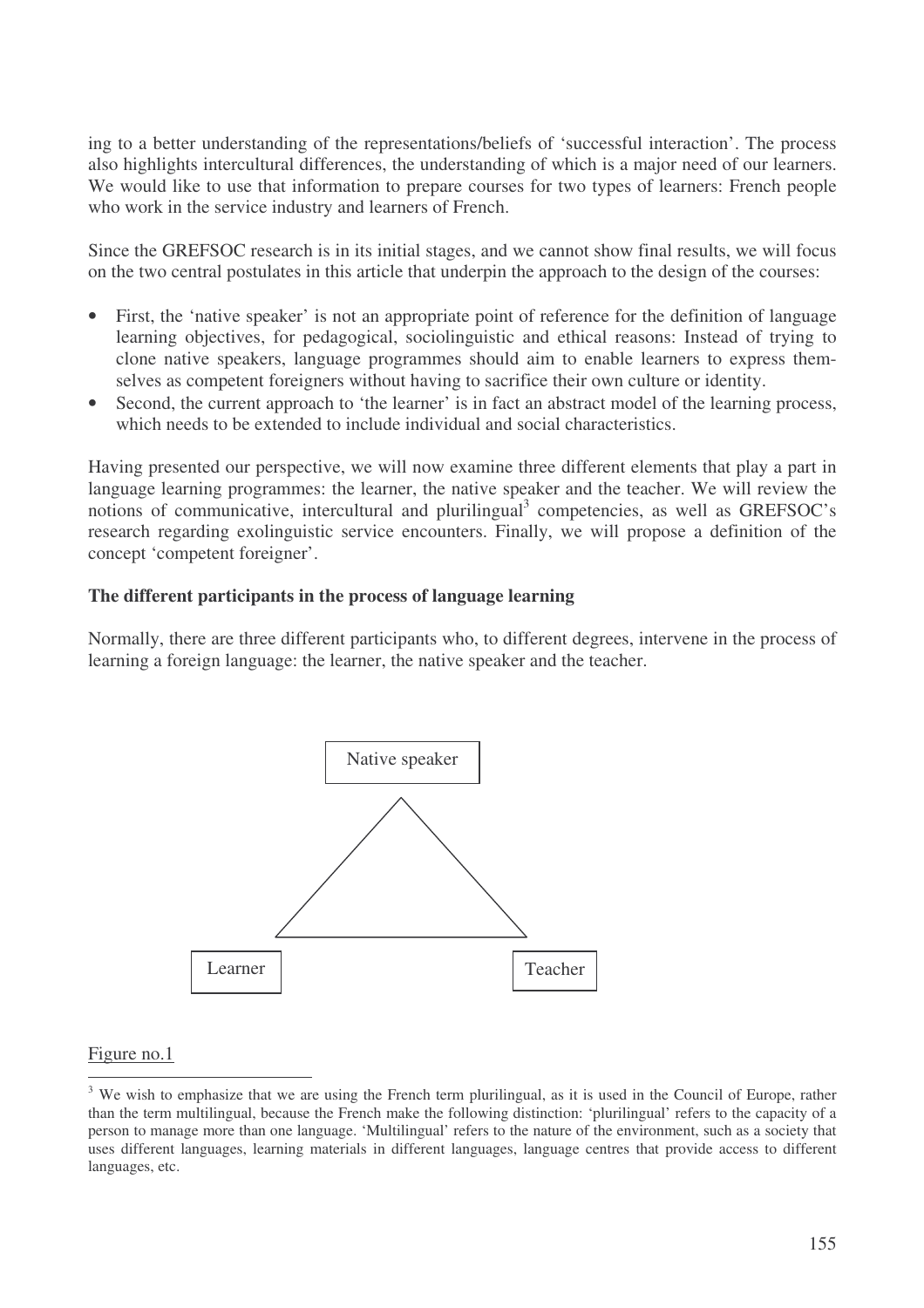ing to a better understanding of the representations/beliefs of 'successful interaction'. The process also highlights intercultural differences, the understanding of which is a major need of our learners. We would like to use that information to prepare courses for two types of learners: French people who work in the service industry and learners of French.

Since the GREFSOC research is in its initial stages, and we cannot show final results, we will focus on the two central postulates in this article that underpin the approach to the design of the courses:

- First, the 'native speaker' is not an appropriate point of reference for the definition of language learning objectives, for pedagogical, sociolinguistic and ethical reasons: Instead of trying to clone native speakers, language programmes should aim to enable learners to express themselves as competent foreigners without having to sacrifice their own culture or identity.
- Second, the current approach to 'the learner' is in fact an abstract model of the learning process, which needs to be extended to include individual and social characteristics.

Having presented our perspective, we will now examine three different elements that play a part in language learning programmes: the learner, the native speaker and the teacher. We will review the notions of communicative, intercultural and plurilingual[3] competencies, as well as GREFSOC's research regarding exolinguistic service encounters. Finally, we will propose a definition of the concept 'competent foreigner'.

**The different participants in the process of language learning**

Normally, there are three different participants who, to different degrees, intervene in the process of learning a foreign language: the learner, the native speaker and the teacher.

Native speaker

Learner

Teacher

Figure no.1

[3] We wish to emphasize that we are using the French term plurilingual, as it is used in the Council of Europe, rather than the term multilingual, because the French make the following distinction: 'plurilingual' refers to the capacity of a person to manage more than one language. 'Multilingual' refers to the nature of the environment, such as a society that uses different languages, learning materials in different languages, language centres that provide access to different languages, etc.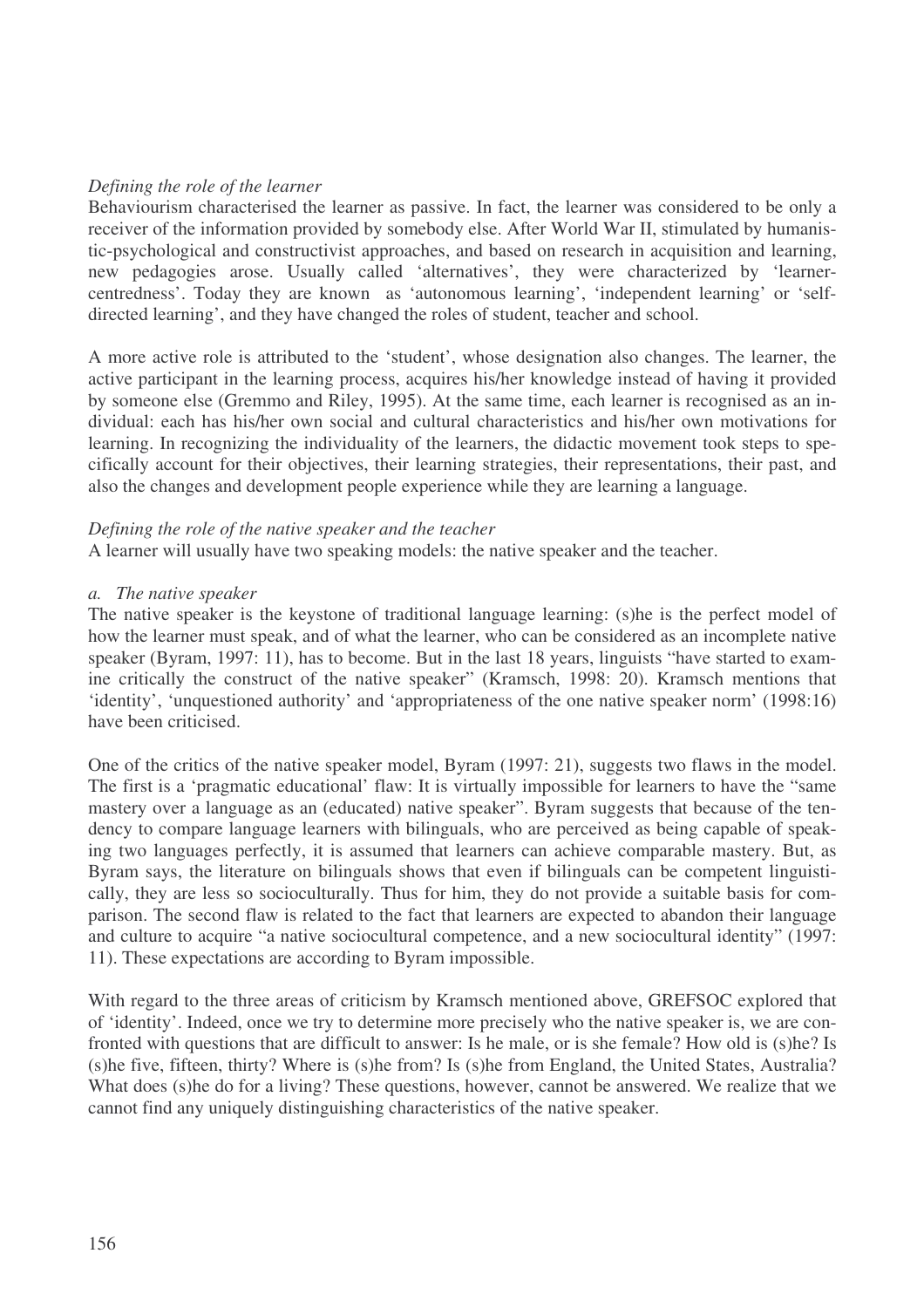*Defining the role of the learner*

Behaviourism characterised the learner as passive. In fact, the learner was considered to be only a receiver of the information provided by somebody else. After World War II, stimulated by humanistic-psychological and constructivist approaches, and based on research in acquisition and learning, new pedagogies arose. Usually called 'alternatives', they were characterized by 'learner-centredness'. Today they are known as 'autonomous learning', 'independent learning' or 'self-directed learning', and they have changed the roles of student, teacher and school.

A more active role is attributed to the 'student', whose designation also changes. The learner, the active participant in the learning process, acquires his/her knowledge instead of having it provided by someone else (Gremmo and Riley, 1995). At the same time, each learner is recognised as an individual: each has his/her own social and cultural characteristics and his/her own motivations for learning. In recognizing the individuality of the learners, the didactic movement took steps to specifically account for their objectives, their learning strategies, their representations, their past, and also the changes and development people experience while they are learning a language.

*Defining the role of the native speaker and the teacher*

A learner will usually have two speaking models: the native speaker and the teacher.

*a. The native speaker*

The native speaker is the keystone of traditional language learning: (s)he is the perfect model of how the learner must speak, and of what the learner, who can be considered as an incomplete native speaker (Byram, 1997: 11), has to become. But in the last 18 years, linguists "have started to examine critically the construct of the native speaker" (Kramsch, 1998: 20). Kramsch mentions that 'identity', 'unquestioned authority' and 'appropriateness of the one native speaker norm' (1998:16) have been criticised.

One of the critics of the native speaker model, Byram (1997: 21), suggests two flaws in the model. The first is a 'pragmatic educational' flaw: It is virtually impossible for learners to have the "same mastery over a language as an (educated) native speaker". Byram suggests that because of the tendency to compare language learners with bilinguals, who are perceived as being capable of speaking two languages perfectly, it is assumed that learners can achieve comparable mastery. But, as Byram says, the literature on bilinguals shows that even if bilinguals can be competent linguistically, they are less so socioculturally. Thus for him, they do not provide a suitable basis for comparison. The second flaw is related to the fact that learners are expected to abandon their language and culture to acquire "a native sociocultural competence, and a new sociocultural identity" (1997: 11). These expectations are according to Byram impossible.

With regard to the three areas of criticism by Kramsch mentioned above, GREFSOC explored that of 'identity'. Indeed, once we try to determine more precisely who the native speaker is, we are confronted with questions that are difficult to answer: Is he male, or is she female? How old is (s)he? Is (s)he five, fifteen, thirty? Where is (s)he from? Is (s)he from England, the United States, Australia? What does (s)he do for a living? These questions, however, cannot be answered. We realize that we cannot find any uniquely distinguishing characteristics of the native speaker.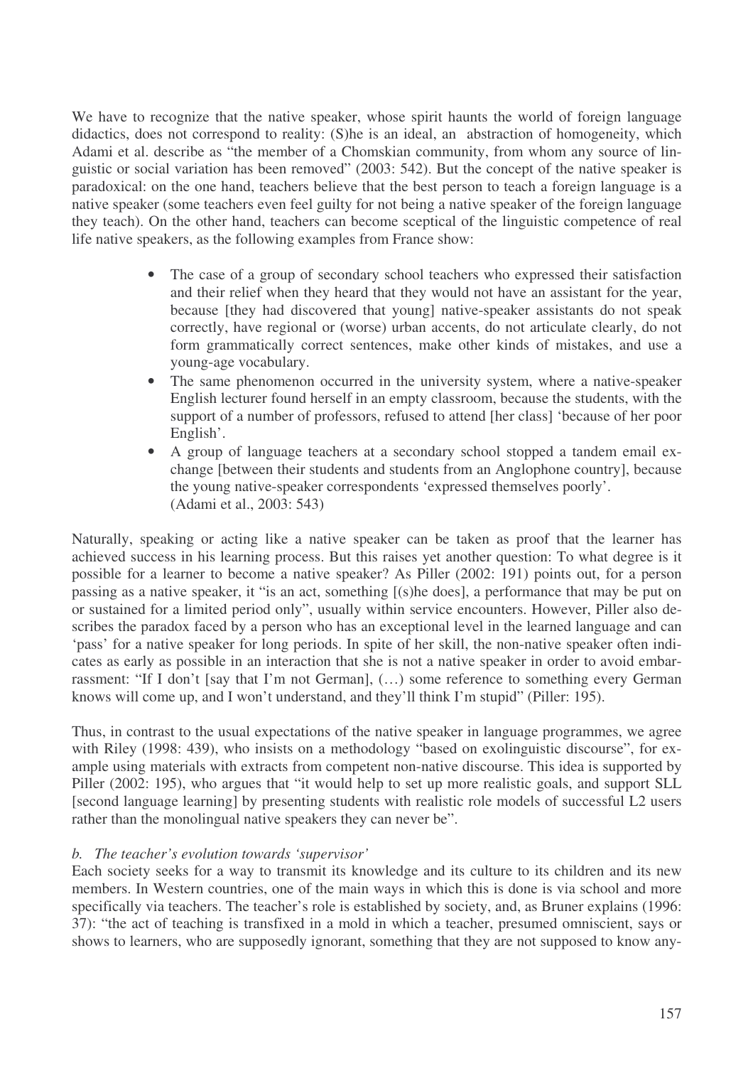We have to recognize that the native speaker, whose spirit haunts the world of foreign language didactics, does not correspond to reality: (S)he is an ideal, an abstraction of homogeneity, which Adami et al. describe as "the member of a Chomskian community, from whom any source of linguistic or social variation has been removed" (2003: 542). But the concept of the native speaker is paradoxical: on the one hand, teachers believe that the best person to teach a foreign language is a native speaker (some teachers even feel guilty for not being a native speaker of the foreign language they teach). On the other hand, teachers can become sceptical of the linguistic competence of real life native speakers, as the following examples from France show:

> - The case of a group of secondary school teachers who expressed their satisfaction and their relief when they heard that they would not have an assistant for the year, because [they had discovered that young] native-speaker assistants do not speak correctly, have regional or (worse) urban accents, do not articulate clearly, do not form grammatically correct sentences, make other kinds of mistakes, and use a young-age vocabulary.
> - The same phenomenon occurred in the university system, where a native-speaker English lecturer found herself in an empty classroom, because the students, with the support of a number of professors, refused to attend [her class] 'because of her poor English'.
> - A group of language teachers at a secondary school stopped a tandem email exchange [between their students and students from an Anglophone country], because the young native-speaker correspondents 'expressed themselves poorly'.
>
> (Adami et al., 2003: 543)

Naturally, speaking or acting like a native speaker can be taken as proof that the learner has achieved success in his learning process. But this raises yet another question: To what degree is it possible for a learner to become a native speaker? As Piller (2002: 191) points out, for a person passing as a native speaker, it "is an act, something [(s)he does], a performance that may be put on or sustained for a limited period only", usually within service encounters. However, Piller also describes the paradox faced by a person who has an exceptional level in the learned language and can 'pass' for a native speaker for long periods. In spite of her skill, the non-native speaker often indicates as early as possible in an interaction that she is not a native speaker in order to avoid embarrassment: "If I don't [say that I'm not German], (…) some reference to something every German knows will come up, and I won't understand, and they'll think I'm stupid" (Piller: 195).

Thus, in contrast to the usual expectations of the native speaker in language programmes, we agree with Riley (1998: 439), who insists on a methodology "based on exolinguistic discourse", for example using materials with extracts from competent non-native discourse. This idea is supported by Piller (2002: 195), who argues that "it would help to set up more realistic goals, and support SLL [second language learning] by presenting students with realistic role models of successful L2 users rather than the monolingual native speakers they can never be".

*b. The teacher's evolution towards 'supervisor'*

Each society seeks for a way to transmit its knowledge and its culture to its children and its new members. In Western countries, one of the main ways in which this is done is via school and more specifically via teachers. The teacher's role is established by society, and, as Bruner explains (1996: 37): "the act of teaching is transfixed in a mold in which a teacher, presumed omniscient, says or shows to learners, who are supposedly ignorant, something that they are not supposed to know any-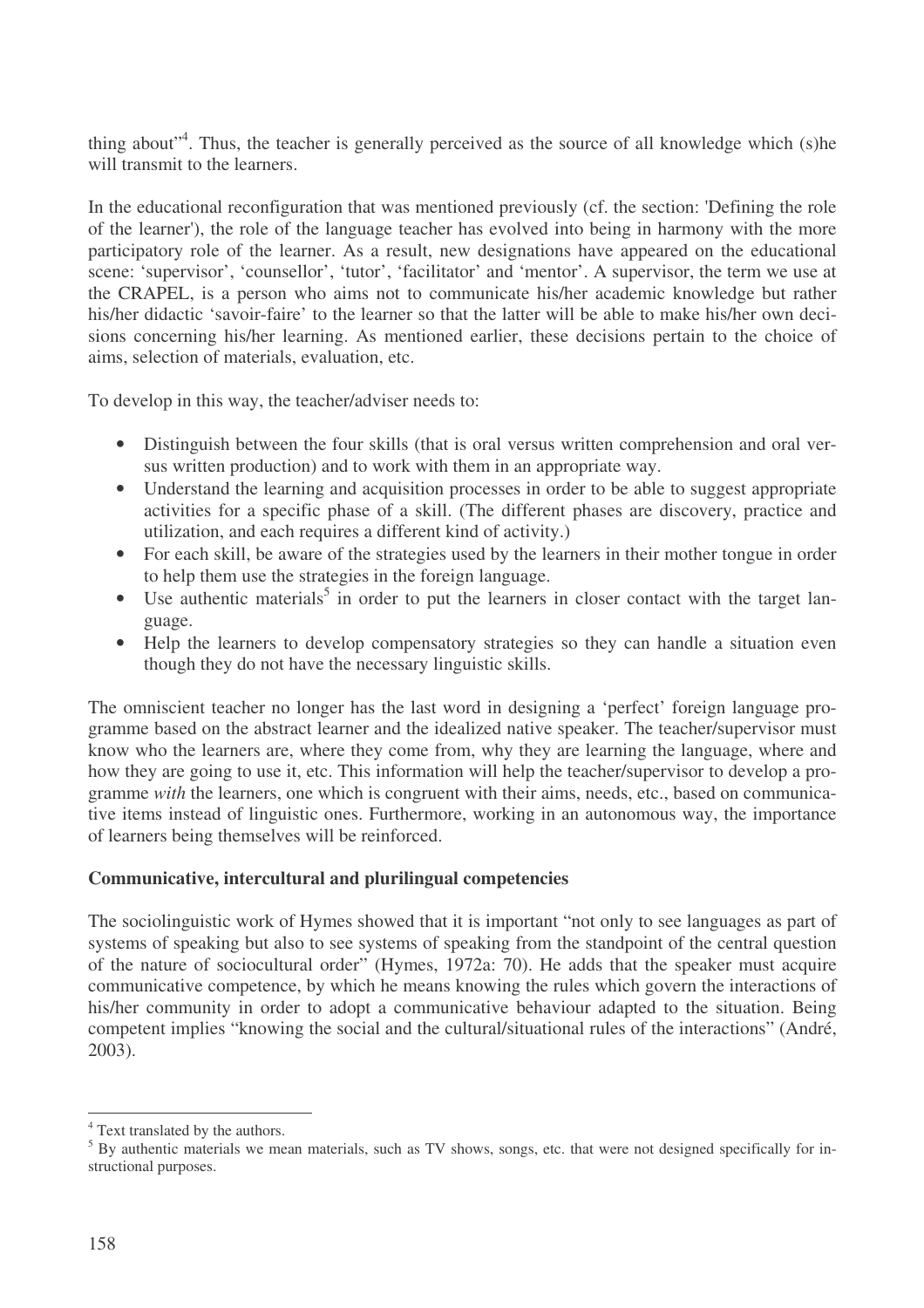thing about"[4]. Thus, the teacher is generally perceived as the source of all knowledge which (s)he will transmit to the learners.

In the educational reconfiguration that was mentioned previously (cf. the section: 'Defining the role of the learner'), the role of the language teacher has evolved into being in harmony with the more participatory role of the learner. As a result, new designations have appeared on the educational scene: 'supervisor', 'counsellor', 'tutor', 'facilitator' and 'mentor'. A supervisor, the term we use at the CRAPEL, is a person who aims not to communicate his/her academic knowledge but rather his/her didactic 'savoir-faire' to the learner so that the latter will be able to make his/her own decisions concerning his/her learning. As mentioned earlier, these decisions pertain to the choice of aims, selection of materials, evaluation, etc.

To develop in this way, the teacher/adviser needs to:

- Distinguish between the four skills (that is oral versus written comprehension and oral versus written production) and to work with them in an appropriate way.
- Understand the learning and acquisition processes in order to be able to suggest appropriate activities for a specific phase of a skill. (The different phases are discovery, practice and utilization, and each requires a different kind of activity.)
- For each skill, be aware of the strategies used by the learners in their mother tongue in order to help them use the strategies in the foreign language.
- Use authentic materials[5] in order to put the learners in closer contact with the target language.
- Help the learners to develop compensatory strategies so they can handle a situation even though they do not have the necessary linguistic skills.

The omniscient teacher no longer has the last word in designing a 'perfect' foreign language programme based on the abstract learner and the idealized native speaker. The teacher/supervisor must know who the learners are, where they come from, why they are learning the language, where and how they are going to use it, etc. This information will help the teacher/supervisor to develop a programme *with* the learners, one which is congruent with their aims, needs, etc., based on communicative items instead of linguistic ones. Furthermore, working in an autonomous way, the importance of learners being themselves will be reinforced.

**Communicative, intercultural and plurilingual competencies**

The sociolinguistic work of Hymes showed that it is important "not only to see languages as part of systems of speaking but also to see systems of speaking from the standpoint of the central question of the nature of sociocultural order" (Hymes, 1972a: 70). He adds that the speaker must acquire communicative competence, by which he means knowing the rules which govern the interactions of his/her community in order to adopt a communicative behaviour adapted to the situation. Being competent implies "knowing the social and the cultural/situational rules of the interactions" (André, 2003).

---

[4] Text translated by the authors.

[5] By authentic materials we mean materials, such as TV shows, songs, etc. that were not designed specifically for instructional purposes.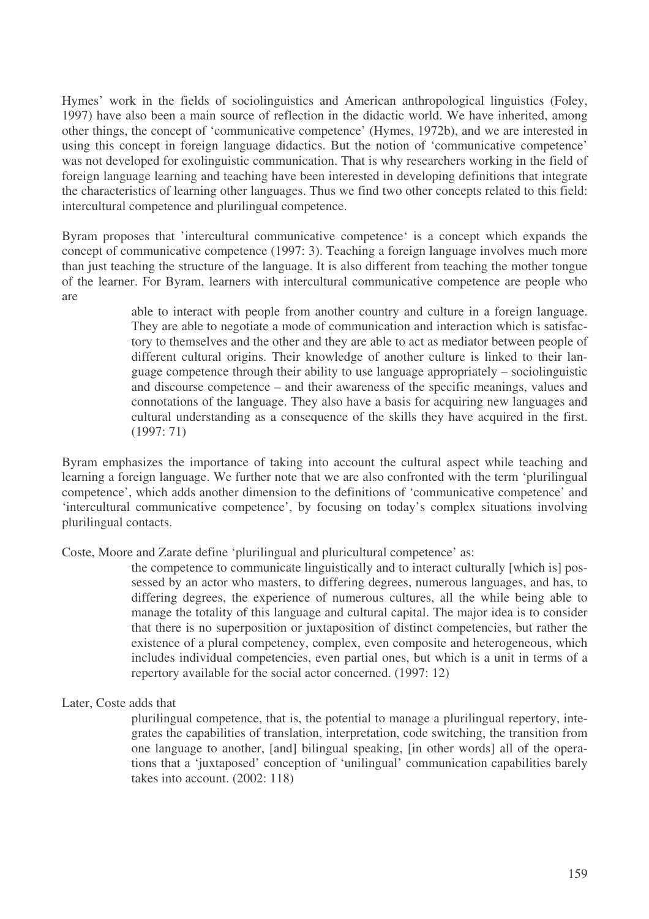Hymes' work in the fields of sociolinguistics and American anthropological linguistics (Foley, 1997) have also been a main source of reflection in the didactic world. We have inherited, among other things, the concept of 'communicative competence' (Hymes, 1972b), and we are interested in using this concept in foreign language didactics. But the notion of 'communicative competence' was not developed for exolinguistic communication. That is why researchers working in the field of foreign language learning and teaching have been interested in developing definitions that integrate the characteristics of learning other languages. Thus we find two other concepts related to this field: intercultural competence and plurilingual competence.

Byram proposes that 'intercultural communicative competence' is a concept which expands the concept of communicative competence (1997: 3). Teaching a foreign language involves much more than just teaching the structure of the language. It is also different from teaching the mother tongue of the learner. For Byram, learners with intercultural communicative competence are people who are

> able to interact with people from another country and culture in a foreign language. They are able to negotiate a mode of communication and interaction which is satisfactory to themselves and the other and they are able to act as mediator between people of different cultural origins. Their knowledge of another culture is linked to their language competence through their ability to use language appropriately – sociolinguistic and discourse competence – and their awareness of the specific meanings, values and connotations of the language. They also have a basis for acquiring new languages and cultural understanding as a consequence of the skills they have acquired in the first. (1997: 71)

Byram emphasizes the importance of taking into account the cultural aspect while teaching and learning a foreign language. We further note that we are also confronted with the term 'plurilingual competence', which adds another dimension to the definitions of 'communicative competence' and 'intercultural communicative competence', by focusing on today's complex situations involving plurilingual contacts.

Coste, Moore and Zarate define 'plurilingual and pluricultural competence' as:

> the competence to communicate linguistically and to interact culturally [which is] possessed by an actor who masters, to differing degrees, numerous languages, and has, to differing degrees, the experience of numerous cultures, all the while being able to manage the totality of this language and cultural capital. The major idea is to consider that there is no superposition or juxtaposition of distinct competencies, but rather the existence of a plural competency, complex, even composite and heterogeneous, which includes individual competencies, even partial ones, but which is a unit in terms of a repertory available for the social actor concerned. (1997: 12)

Later, Coste adds that

> plurilingual competence, that is, the potential to manage a plurilingual repertory, integrates the capabilities of translation, interpretation, code switching, the transition from one language to another, [and] bilingual speaking, [in other words] all of the operations that a 'juxtaposed' conception of 'unilingual' communication capabilities barely takes into account. (2002: 118)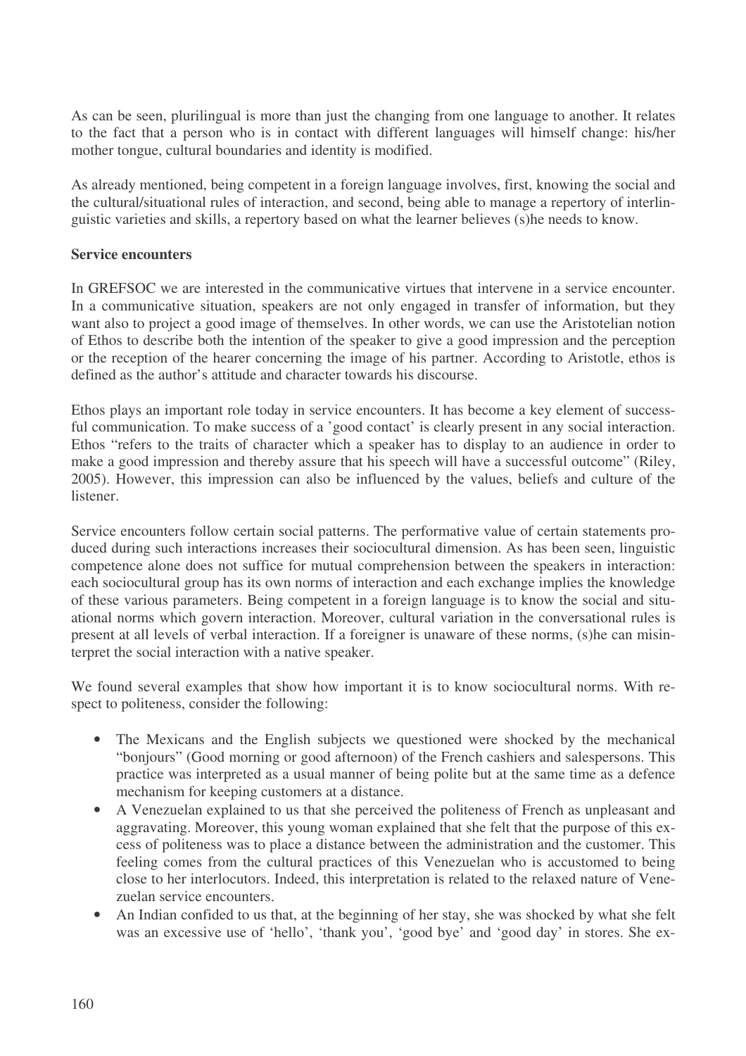As can be seen, plurilingual is more than just the changing from one language to another. It relates to the fact that a person who is in contact with different languages will himself change: his/her mother tongue, cultural boundaries and identity is modified.

As already mentioned, being competent in a foreign language involves, first, knowing the social and the cultural/situational rules of interaction, and second, being able to manage a repertory of interlinguistic varieties and skills, a repertory based on what the learner believes (s)he needs to know.

**Service encounters**

In GREFSOC we are interested in the communicative virtues that intervene in a service encounter. In a communicative situation, speakers are not only engaged in transfer of information, but they want also to project a good image of themselves. In other words, we can use the Aristotelian notion of Ethos to describe both the intention of the speaker to give a good impression and the perception or the reception of the hearer concerning the image of his partner. According to Aristotle, ethos is defined as the author's attitude and character towards his discourse.

Ethos plays an important role today in service encounters. It has become a key element of successful communication. To make success of a 'good contact' is clearly present in any social interaction. Ethos "refers to the traits of character which a speaker has to display to an audience in order to make a good impression and thereby assure that his speech will have a successful outcome" (Riley, 2005). However, this impression can also be influenced by the values, beliefs and culture of the listener.

Service encounters follow certain social patterns. The performative value of certain statements produced during such interactions increases their sociocultural dimension. As has been seen, linguistic competence alone does not suffice for mutual comprehension between the speakers in interaction: each sociocultural group has its own norms of interaction and each exchange implies the knowledge of these various parameters. Being competent in a foreign language is to know the social and situational norms which govern interaction. Moreover, cultural variation in the conversational rules is present at all levels of verbal interaction. If a foreigner is unaware of these norms, (s)he can misinterpret the social interaction with a native speaker.

We found several examples that show how important it is to know sociocultural norms. With respect to politeness, consider the following:

- The Mexicans and the English subjects we questioned were shocked by the mechanical "bonjours" (Good morning or good afternoon) of the French cashiers and salespersons. This practice was interpreted as a usual manner of being polite but at the same time as a defence mechanism for keeping customers at a distance.
- A Venezuelan explained to us that she perceived the politeness of French as unpleasant and aggravating. Moreover, this young woman explained that she felt that the purpose of this excess of politeness was to place a distance between the administration and the customer. This feeling comes from the cultural practices of this Venezuelan who is accustomed to being close to her interlocutors. Indeed, this interpretation is related to the relaxed nature of Venezuelan service encounters.
- An Indian confided to us that, at the beginning of her stay, she was shocked by what she felt was an excessive use of 'hello', 'thank you', 'good bye' and 'good day' in stores. She ex-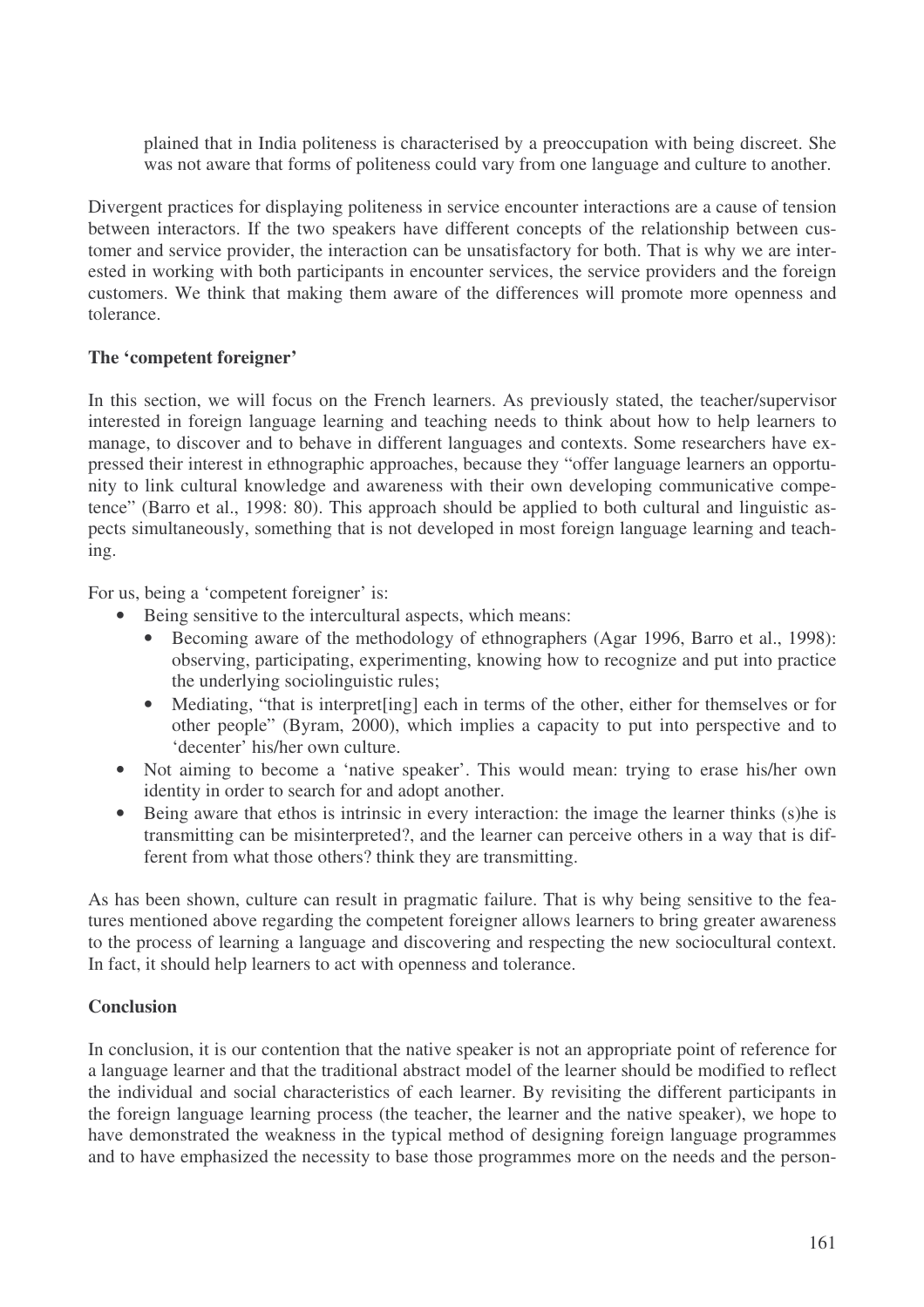plained that in India politeness is characterised by a preoccupation with being discreet. She was not aware that forms of politeness could vary from one language and culture to another.

Divergent practices for displaying politeness in service encounter interactions are a cause of tension between interactors. If the two speakers have different concepts of the relationship between customer and service provider, the interaction can be unsatisfactory for both. That is why we are interested in working with both participants in encounter services, the service providers and the foreign customers. We think that making them aware of the differences will promote more openness and tolerance.

**The 'competent foreigner'**

In this section, we will focus on the French learners. As previously stated, the teacher/supervisor interested in foreign language learning and teaching needs to think about how to help learners to manage, to discover and to behave in different languages and contexts. Some researchers have expressed their interest in ethnographic approaches, because they "offer language learners an opportunity to link cultural knowledge and awareness with their own developing communicative competence" (Barro et al., 1998: 80). This approach should be applied to both cultural and linguistic aspects simultaneously, something that is not developed in most foreign language learning and teaching.

For us, being a 'competent foreigner' is:

- Being sensitive to the intercultural aspects, which means:
  - Becoming aware of the methodology of ethnographers (Agar 1996, Barro et al., 1998): observing, participating, experimenting, knowing how to recognize and put into practice the underlying sociolinguistic rules;
  - Mediating, "that is interpret[ing] each in terms of the other, either for themselves or for other people" (Byram, 2000), which implies a capacity to put into perspective and to 'decenter' his/her own culture.
- Not aiming to become a 'native speaker'. This would mean: trying to erase his/her own identity in order to search for and adopt another.
- Being aware that ethos is intrinsic in every interaction: the image the learner thinks (s)he is transmitting can be misinterpreted?, and the learner can perceive others in a way that is different from what those others? think they are transmitting.

As has been shown, culture can result in pragmatic failure. That is why being sensitive to the features mentioned above regarding the competent foreigner allows learners to bring greater awareness to the process of learning a language and discovering and respecting the new sociocultural context. In fact, it should help learners to act with openness and tolerance.

**Conclusion**

In conclusion, it is our contention that the native speaker is not an appropriate point of reference for a language learner and that the traditional abstract model of the learner should be modified to reflect the individual and social characteristics of each learner. By revisiting the different participants in the foreign language learning process (the teacher, the learner and the native speaker), we hope to have demonstrated the weakness in the typical method of designing foreign language programmes and to have emphasized the necessity to base those programmes more on the needs and the person-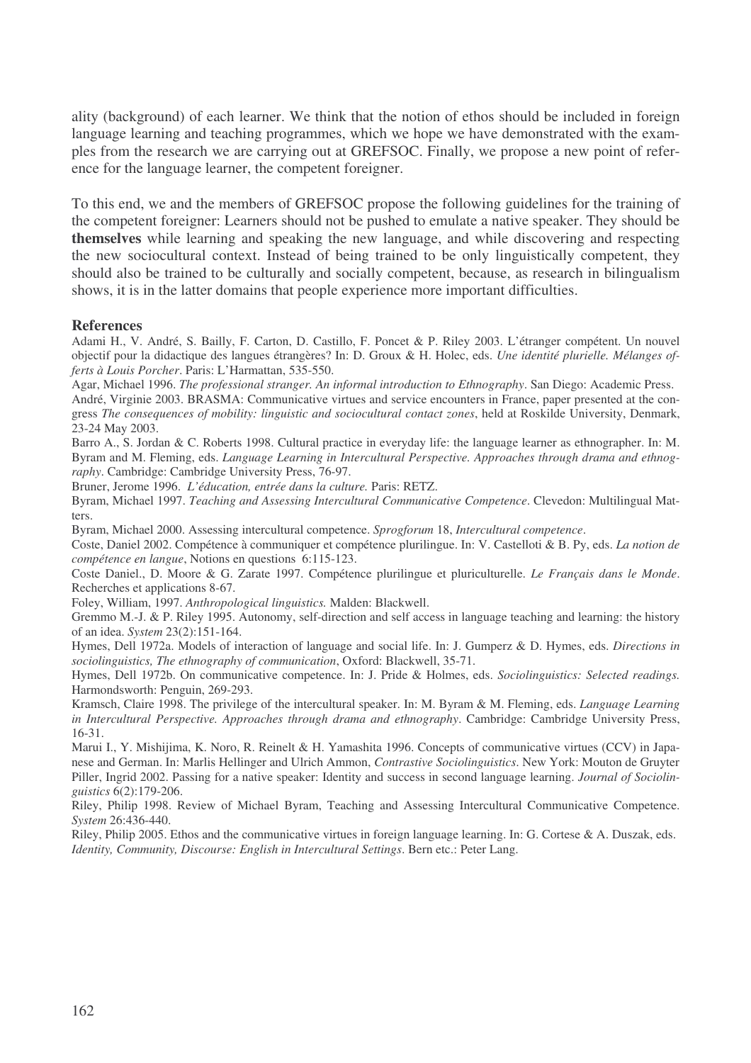ality (background) of each learner. We think that the notion of ethos should be included in foreign language learning and teaching programmes, which we hope we have demonstrated with the examples from the research we are carrying out at GREFSOC. Finally, we propose a new point of reference for the language learner, the competent foreigner.

To this end, we and the members of GREFSOC propose the following guidelines for the training of the competent foreigner: Learners should not be pushed to emulate a native speaker. They should be **themselves** while learning and speaking the new language, and while discovering and respecting the new sociocultural context. Instead of being trained to be only linguistically competent, they should also be trained to be culturally and socially competent, because, as research in bilingualism shows, it is in the latter domains that people experience more important difficulties.

### References

Adami H., V. André, S. Bailly, F. Carton, D. Castillo, F. Poncet & P. Riley 2003. L'étranger compétent. Un nouvel objectif pour la didactique des langues étrangères? In: D. Groux & H. Holec, eds. *Une identité plurielle. Mélanges offerts à Louis Porcher*. Paris: L'Harmattan, 535-550.

Agar, Michael 1996. *The professional stranger. An informal introduction to Ethnography*. San Diego: Academic Press.

André, Virginie 2003. BRASMA: Communicative virtues and service encounters in France, paper presented at the congress *The consequences of mobility: linguistic and sociocultural contact zones*, held at Roskilde University, Denmark, 23-24 May 2003.

Barro A., S. Jordan & C. Roberts 1998. Cultural practice in everyday life: the language learner as ethnographer. In: M. Byram and M. Fleming, eds. *Language Learning in Intercultural Perspective. Approaches through drama and ethnography*. Cambridge: Cambridge University Press, 76-97.

Bruner, Jerome 1996. *L'éducation, entrée dans la culture.* Paris: RETZ.

Byram, Michael 1997. *Teaching and Assessing Intercultural Communicative Competence*. Clevedon: Multilingual Matters.

Byram, Michael 2000. Assessing intercultural competence. *Sprogforum* 18, *Intercultural competence*.

Coste, Daniel 2002. Compétence à communiquer et compétence plurilingue. In: V. Castelloti & B. Py, eds. *La notion de compétence en langue*, Notions en questions 6:115-123.

Coste Daniel., D. Moore & G. Zarate 1997. Compétence plurilingue et pluriculturelle. *Le Français dans le Monde*. Recherches et applications 8-67.

Foley, William, 1997. *Anthropological linguistics.* Malden: Blackwell.

Gremmo M.-J. & P. Riley 1995. Autonomy, self-direction and self access in language teaching and learning: the history of an idea. *System* 23(2):151-164.

Hymes, Dell 1972a. Models of interaction of language and social life. In: J. Gumperz & D. Hymes, eds. *Directions in sociolinguistics, The ethnography of communication*, Oxford: Blackwell, 35-71.

Hymes, Dell 1972b. On communicative competence. In: J. Pride & Holmes, eds. *Sociolinguistics: Selected readings.* Harmondsworth: Penguin, 269-293.

Kramsch, Claire 1998. The privilege of the intercultural speaker. In: M. Byram & M. Fleming, eds. *Language Learning in Intercultural Perspective. Approaches through drama and ethnography*. Cambridge: Cambridge University Press, 16-31.

Marui I., Y. Mishijima, K. Noro, R. Reinelt & H. Yamashita 1996. Concepts of communicative virtues (CCV) in Japanese and German. In: Marlis Hellinger and Ulrich Ammon, *Contrastive Sociolinguistics*. New York: Mouton de Gruyter

Piller, Ingrid 2002. Passing for a native speaker: Identity and success in second language learning. *Journal of Sociolinguistics* 6(2):179-206.

Riley, Philip 1998. Review of Michael Byram, Teaching and Assessing Intercultural Communicative Competence. *System* 26:436-440.

Riley, Philip 2005. Ethos and the communicative virtues in foreign language learning. In: G. Cortese & A. Duszak, eds. *Identity, Community, Discourse: English in Intercultural Settings*. Bern etc.: Peter Lang.